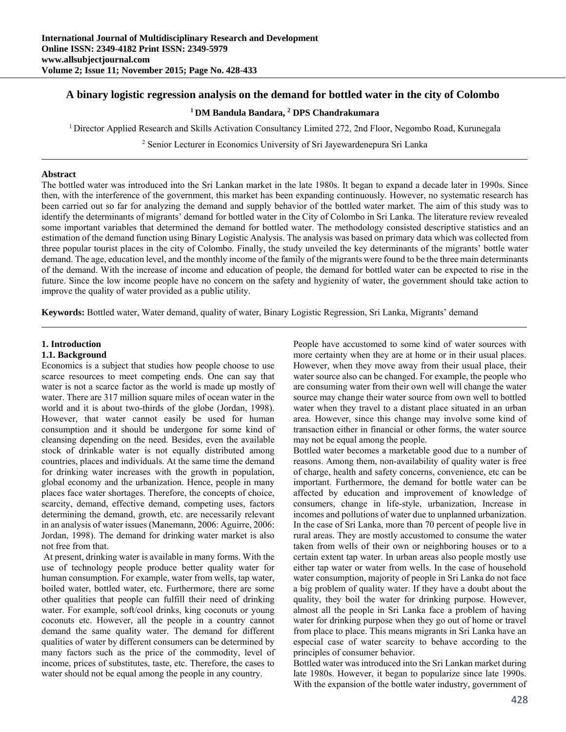# A binary logistic regression analysis on the demand for bottled water in the city of Colombo

**[1] DM Bandula Bandara, [2] DPS Chandrakumara**

[1] Director Applied Research and Skills Activation Consultancy Limited 272, 2nd Floor, Negombo Road, Kurunegala

[2] Senior Lecturer in Economics University of Sri Jayewardenepura Sri Lanka

---

### Abstract

The bottled water was introduced into the Sri Lankan market in the late 1980s. It began to expand a decade later in 1990s. Since then, with the interference of the government, this market has been expanding continuously. However, no systematic research has been carried out so far for analyzing the demand and supply behavior of the bottled water market. The aim of this study was to identify the determinants of migrants' demand for bottled water in the City of Colombo in Sri Lanka. The literature review revealed some important variables that determined the demand for bottled water. The methodology consisted descriptive statistics and an estimation of the demand function using Binary Logistic Analysis. The analysis was based on primary data which was collected from three popular tourist places in the city of Colombo. Finally, the study unveiled the key determinants of the migrants' bottle water demand. The age, education level, and the monthly income of the family of the migrants were found to be the three main determinants of the demand. With the increase of income and education of people, the demand for bottled water can be expected to rise in the future. Since the low income people have no concern on the safety and hygienity of water, the government should take action to improve the quality of water provided as a public utility.

**Keywords:** Bottled water, Water demand, quality of water, Binary Logistic Regression, Sri Lanka, Migrants' demand

---

## 1. Introduction

### 1.1. Background

Economics is a subject that studies how people choose to use scarce resources to meet competing ends. One can say that water is not a scarce factor as the world is made up mostly of water. There are 317 million square miles of ocean water in the world and it is about two-thirds of the globe (Jordan, 1998). However, that water cannot easily be used for human consumption and it should be undergone for some kind of cleansing depending on the need. Besides, even the available stock of drinkable water is not equally distributed among countries, places and individuals. At the same time the demand for drinking water increases with the growth in population, global economy and the urbanization. Hence, people in many places face water shortages. Therefore, the concepts of choice, scarcity, demand, effective demand, competing uses, factors determining the demand, growth, etc. are necessarily relevant in an analysis of water issues (Manemann, 2006: Aguirre, 2006: Jordan, 1998). The demand for drinking water market is also not free from that.

At present, drinking water is available in many forms. With the use of technology people produce better quality water for human consumption. For example, water from wells, tap water, boiled water, bottled water, etc. Furthermore, there are some other qualities that people can fulfill their need of drinking water. For example, soft/cool drinks, king coconuts or young coconuts etc. However, all the people in a country cannot demand the same quality water. The demand for different qualities of water by different consumers can be determined by many factors such as the price of the commodity, level of income, prices of substitutes, taste, etc. Therefore, the cases to water should not be equal among the people in any country.

People have accustomed to some kind of water sources with more certainty when they are at home or in their usual places. However, when they move away from their usual place, their water source also can be changed. For example, the people who are consuming water from their own well will change the water source may change their water source from own well to bottled water when they travel to a distant place situated in an urban area. However, since this change may involve some kind of transaction either in financial or other forms, the water source may not be equal among the people.

Bottled water becomes a marketable good due to a number of reasons. Among them, non-availability of quality water is free of charge, health and safety concerns, convenience, etc can be important. Furthermore, the demand for bottle water can be affected by education and improvement of knowledge of consumers, change in life-style, urbanization, Increase in incomes and pollutions of water due to unplanned urbanization. In the case of Sri Lanka, more than 70 percent of people live in rural areas. They are mostly accustomed to consume the water taken from wells of their own or neighboring houses or to a certain extent tap water. In urban areas also people mostly use either tap water or water from wells. In the case of household water consumption, majority of people in Sri Lanka do not face a big problem of quality water. If they have a doubt about the quality, they boil the water for drinking purpose. However, almost all the people in Sri Lanka face a problem of having water for drinking purpose when they go out of home or travel from place to place. This means migrants in Sri Lanka have an especial case of water scarcity to behave according to the principles of consumer behavior.

Bottled water was introduced into the Sri Lankan market during late 1980s. However, it began to popularize since late 1990s. With the expansion of the bottle water industry, government of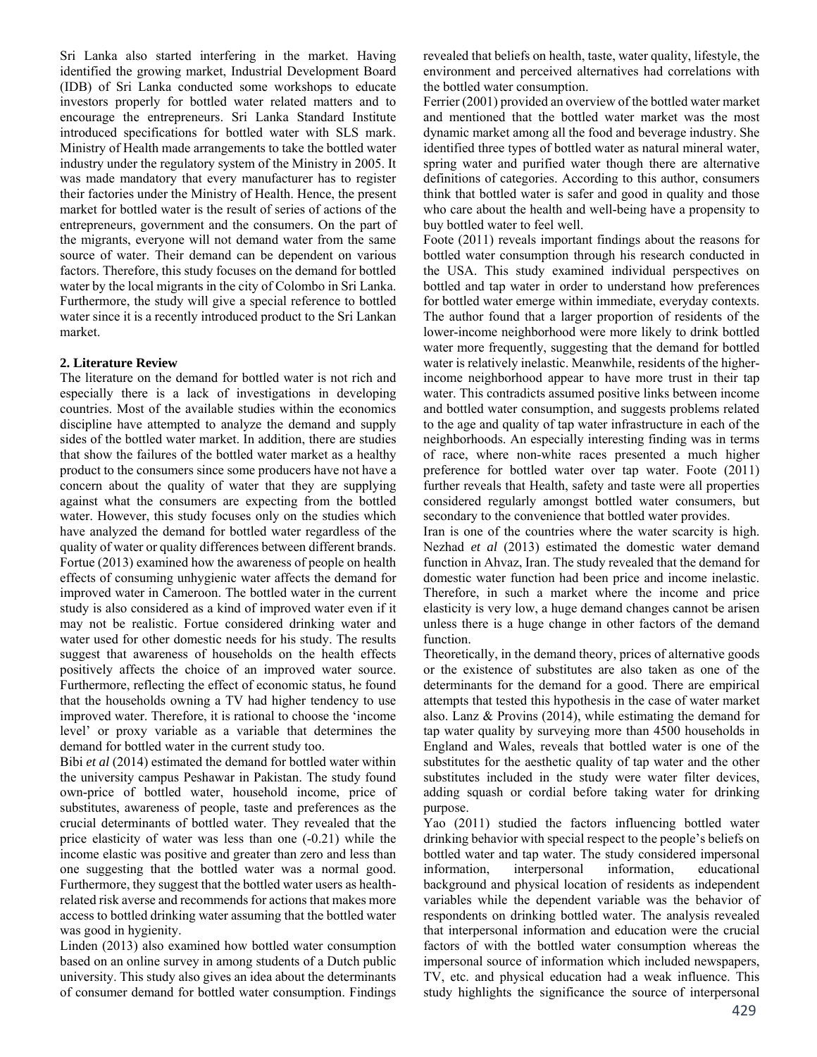Sri Lanka also started interfering in the market. Having identified the growing market, Industrial Development Board (IDB) of Sri Lanka conducted some workshops to educate investors properly for bottled water related matters and to encourage the entrepreneurs. Sri Lanka Standard Institute introduced specifications for bottled water with SLS mark. Ministry of Health made arrangements to take the bottled water industry under the regulatory system of the Ministry in 2005. It was made mandatory that every manufacturer has to register their factories under the Ministry of Health. Hence, the present market for bottled water is the result of series of actions of the entrepreneurs, government and the consumers. On the part of the migrants, everyone will not demand water from the same source of water. Their demand can be dependent on various factors. Therefore, this study focuses on the demand for bottled water by the local migrants in the city of Colombo in Sri Lanka. Furthermore, the study will give a special reference to bottled water since it is a recently introduced product to the Sri Lankan market.

## 2. Literature Review

The literature on the demand for bottled water is not rich and especially there is a lack of investigations in developing countries. Most of the available studies within the economics discipline have attempted to analyze the demand and supply sides of the bottled water market. In addition, there are studies that show the failures of the bottled water market as a healthy product to the consumers since some producers have not have a concern about the quality of water that they are supplying against what the consumers are expecting from the bottled water. However, this study focuses only on the studies which have analyzed the demand for bottled water regardless of the quality of water or quality differences between different brands. Fortue (2013) examined how the awareness of people on health effects of consuming unhygienic water affects the demand for improved water in Cameroon. The bottled water in the current study is also considered as a kind of improved water even if it may not be realistic. Fortue considered drinking water and water used for other domestic needs for his study. The results suggest that awareness of households on the health effects positively affects the choice of an improved water source. Furthermore, reflecting the effect of economic status, he found that the households owning a TV had higher tendency to use improved water. Therefore, it is rational to choose the 'income level' or proxy variable as a variable that determines the demand for bottled water in the current study too.

Bibi *et al* (2014) estimated the demand for bottled water within the university campus Peshawar in Pakistan. The study found own-price of bottled water, household income, price of substitutes, awareness of people, taste and preferences as the crucial determinants of bottled water. They revealed that the price elasticity of water was less than one (-0.21) while the income elastic was positive and greater than zero and less than one suggesting that the bottled water was a normal good. Furthermore, they suggest that the bottled water users as health-related risk averse and recommends for actions that makes more access to bottled drinking water assuming that the bottled water was good in hygienity.

Linden (2013) also examined how bottled water consumption based on an online survey in among students of a Dutch public university. This study also gives an idea about the determinants of consumer demand for bottled water consumption. Findings revealed that beliefs on health, taste, water quality, lifestyle, the environment and perceived alternatives had correlations with the bottled water consumption.

Ferrier (2001) provided an overview of the bottled water market and mentioned that the bottled water market was the most dynamic market among all the food and beverage industry. She identified three types of bottled water as natural mineral water, spring water and purified water though there are alternative definitions of categories. According to this author, consumers think that bottled water is safer and good in quality and those who care about the health and well-being have a propensity to buy bottled water to feel well.

Foote (2011) reveals important findings about the reasons for bottled water consumption through his research conducted in the USA. This study examined individual perspectives on bottled and tap water in order to understand how preferences for bottled water emerge within immediate, everyday contexts. The author found that a larger proportion of residents of the lower-income neighborhood were more likely to drink bottled water more frequently, suggesting that the demand for bottled water is relatively inelastic. Meanwhile, residents of the higher-income neighborhood appear to have more trust in their tap water. This contradicts assumed positive links between income and bottled water consumption, and suggests problems related to the age and quality of tap water infrastructure in each of the neighborhoods. An especially interesting finding was in terms of race, where non-white races presented a much higher preference for bottled water over tap water. Foote (2011) further reveals that Health, safety and taste were all properties considered regularly amongst bottled water consumers, but secondary to the convenience that bottled water provides.

Iran is one of the countries where the water scarcity is high. Nezhad *et al* (2013) estimated the domestic water demand function in Ahvaz, Iran. The study revealed that the demand for domestic water function had been price and income inelastic. Therefore, in such a market where the income and price elasticity is very low, a huge demand changes cannot be arisen unless there is a huge change in other factors of the demand function.

Theoretically, in the demand theory, prices of alternative goods or the existence of substitutes are also taken as one of the determinants for the demand for a good. There are empirical attempts that tested this hypothesis in the case of water market also. Lanz & Provins (2014), while estimating the demand for tap water quality by surveying more than 4500 households in England and Wales, reveals that bottled water is one of the substitutes for the aesthetic quality of tap water and the other substitutes included in the study were water filter devices, adding squash or cordial before taking water for drinking purpose.

Yao (2011) studied the factors influencing bottled water drinking behavior with special respect to the people's beliefs on bottled water and tap water. The study considered impersonal information, interpersonal information, educational background and physical location of residents as independent variables while the dependent variable was the behavior of respondents on drinking bottled water. The analysis revealed that interpersonal information and education were the crucial factors of with the bottled water consumption whereas the impersonal source of information which included newspapers, TV, etc. and physical education had a weak influence. This study highlights the significance the source of interpersonal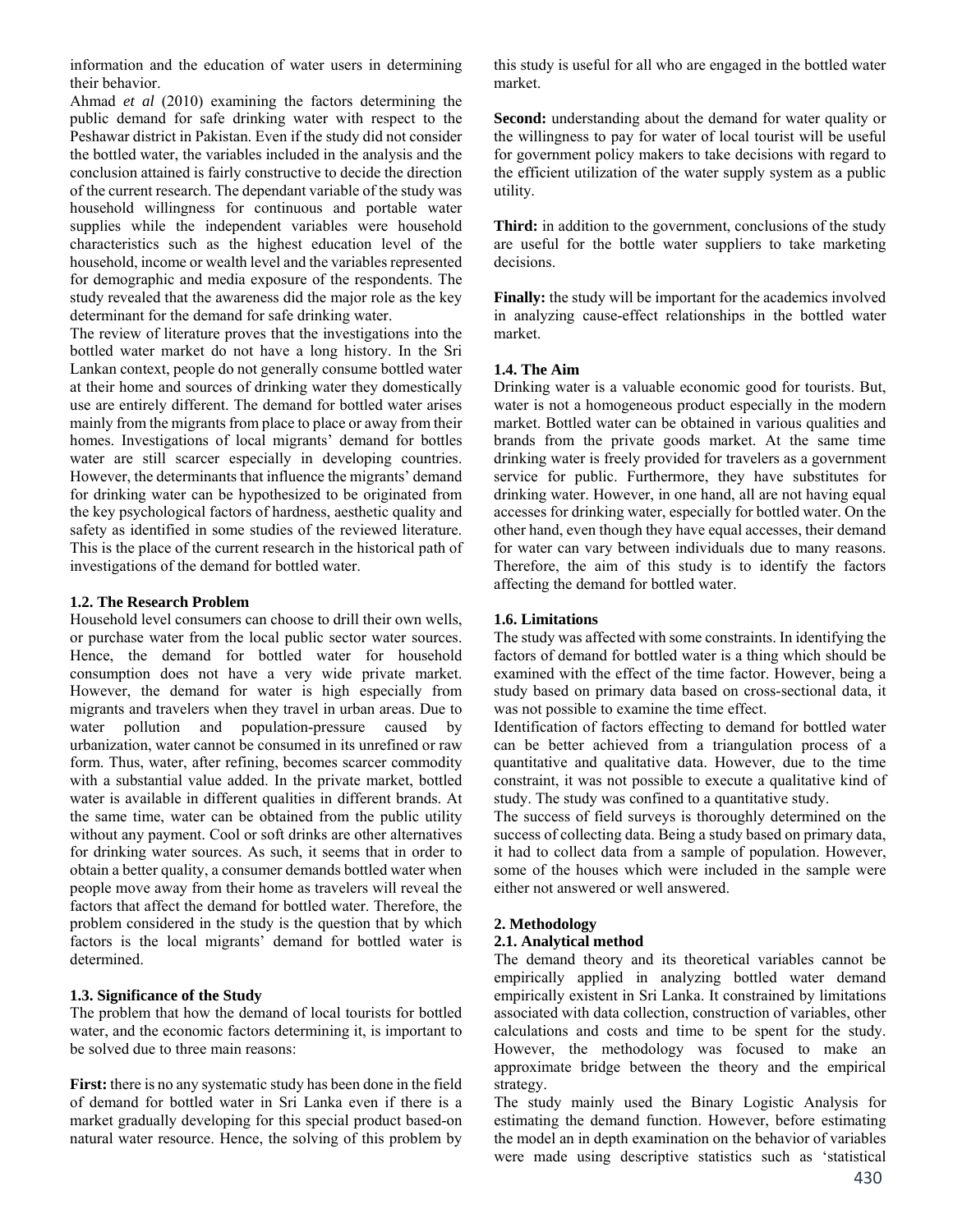information and the education of water users in determining their behavior.

Ahmad *et al* (2010) examining the factors determining the public demand for safe drinking water with respect to the Peshawar district in Pakistan. Even if the study did not consider the bottled water, the variables included in the analysis and the conclusion attained is fairly constructive to decide the direction of the current research. The dependant variable of the study was household willingness for continuous and portable water supplies while the independent variables were household characteristics such as the highest education level of the household, income or wealth level and the variables represented for demographic and media exposure of the respondents. The study revealed that the awareness did the major role as the key determinant for the demand for safe drinking water.

The review of literature proves that the investigations into the bottled water market do not have a long history. In the Sri Lankan context, people do not generally consume bottled water at their home and sources of drinking water they domestically use are entirely different. The demand for bottled water arises mainly from the migrants from place to place or away from their homes. Investigations of local migrants' demand for bottles water are still scarcer especially in developing countries. However, the determinants that influence the migrants' demand for drinking water can be hypothesized to be originated from the key psychological factors of hardness, aesthetic quality and safety as identified in some studies of the reviewed literature. This is the place of the current research in the historical path of investigations of the demand for bottled water.

### 1.2. The Research Problem

Household level consumers can choose to drill their own wells, or purchase water from the local public sector water sources. Hence, the demand for bottled water for household consumption does not have a very wide private market. However, the demand for water is high especially from migrants and travelers when they travel in urban areas. Due to water pollution and population-pressure caused by urbanization, water cannot be consumed in its unrefined or raw form. Thus, water, after refining, becomes scarcer commodity with a substantial value added. In the private market, bottled water is available in different qualities in different brands. At the same time, water can be obtained from the public utility without any payment. Cool or soft drinks are other alternatives for drinking water sources. As such, it seems that in order to obtain a better quality, a consumer demands bottled water when people move away from their home as travelers will reveal the factors that affect the demand for bottled water. Therefore, the problem considered in the study is the question that by which factors is the local migrants' demand for bottled water is determined.

### 1.3. Significance of the Study

The problem that how the demand of local tourists for bottled water, and the economic factors determining it, is important to be solved due to three main reasons:

**First:** there is no any systematic study has been done in the field of demand for bottled water in Sri Lanka even if there is a market gradually developing for this special product based-on natural water resource. Hence, the solving of this problem by this study is useful for all who are engaged in the bottled water market.

**Second:** understanding about the demand for water quality or the willingness to pay for water of local tourist will be useful for government policy makers to take decisions with regard to the efficient utilization of the water supply system as a public utility.

**Third:** in addition to the government, conclusions of the study are useful for the bottle water suppliers to take marketing decisions.

**Finally:** the study will be important for the academics involved in analyzing cause-effect relationships in the bottled water market.

### 1.4. The Aim

Drinking water is a valuable economic good for tourists. But, water is not a homogeneous product especially in the modern market. Bottled water can be obtained in various qualities and brands from the private goods market. At the same time drinking water is freely provided for travelers as a government service for public. Furthermore, they have substitutes for drinking water. However, in one hand, all are not having equal accesses for drinking water, especially for bottled water. On the other hand, even though they have equal accesses, their demand for water can vary between individuals due to many reasons. Therefore, the aim of this study is to identify the factors affecting the demand for bottled water.

### 1.6. Limitations

The study was affected with some constraints. In identifying the factors of demand for bottled water is a thing which should be examined with the effect of the time factor. However, being a study based on primary data based on cross-sectional data, it was not possible to examine the time effect.

Identification of factors effecting to demand for bottled water can be better achieved from a triangulation process of a quantitative and qualitative data. However, due to the time constraint, it was not possible to execute a qualitative kind of study. The study was confined to a quantitative study.

The success of field surveys is thoroughly determined on the success of collecting data. Being a study based on primary data, it had to collect data from a sample of population. However, some of the houses which were included in the sample were either not answered or well answered.

## 2. Methodology

### 2.1. Analytical method

The demand theory and its theoretical variables cannot be empirically applied in analyzing bottled water demand empirically existent in Sri Lanka. It constrained by limitations associated with data collection, construction of variables, other calculations and costs and time to be spent for the study. However, the methodology was focused to make an approximate bridge between the theory and the empirical strategy.

The study mainly used the Binary Logistic Analysis for estimating the demand function. However, before estimating the model an in depth examination on the behavior of variables were made using descriptive statistics such as 'statistical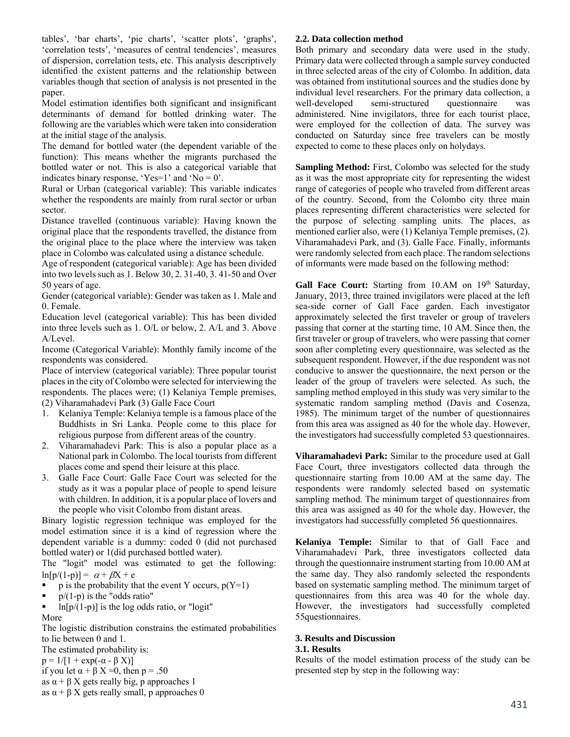tables', 'bar charts', 'pie charts', 'scatter plots', 'graphs', 'correlation tests', 'measures of central tendencies', measures of dispersion, correlation tests, etc. This analysis descriptively identified the existent patterns and the relationship between variables though that section of analysis is not presented in the paper.

Model estimation identifies both significant and insignificant determinants of demand for bottled drinking water. The following are the variables which were taken into consideration at the initial stage of the analysis.

The demand for bottled water (the dependent variable of the function): This means whether the migrants purchased the bottled water or not. This is also a categorical variable that indicates binary response, 'Yes=1' and 'No = 0'.

Rural or Urban (categorical variable): This variable indicates whether the respondents are mainly from rural sector or urban sector.

Distance travelled (continuous variable): Having known the original place that the respondents travelled, the distance from the original place to the place where the interview was taken place in Colombo was calculated using a distance schedule.

Age of respondent (categorical variable): Age has been divided into two levels such as 1. Below 30, 2. 31-40, 3. 41-50 and Over 50 years of age.

Gender (categorical variable): Gender was taken as 1. Male and 0. Female.

Education level (categorical variable): This has been divided into three levels such as 1. O/L or below, 2. A/L and 3. Above A/Level.

Income (Categorical Variable): Monthly family income of the respondents was considered.

Place of interview (categorical variable): Three popular tourist places in the city of Colombo were selected for interviewing the respondents. The places were; (1) Kelaniya Temple premises, (2) Viharamahadevi Park (3) Galle Face Court

1. Kelaniya Temple: Kelaniya temple is a famous place of the Buddhists in Sri Lanka. People come to this place for religious purpose from different areas of the country.
2. Viharamahadevi Park: This is also a popular place as a National park in Colombo. The local tourists from different places come and spend their leisure at this place.
3. Galle Face Court: Galle Face Court was selected for the study as it was a popular place of people to spend leisure with children. In addition, it is a popular place of lovers and the people who visit Colombo from distant areas.

Binary logistic regression technique was employed for the model estimation since it is a kind of regression where the dependent variable is a dummy: coded 0 (did not purchased bottled water) or 1(did purchased bottled water).

The "logit" model was estimated to get the following: $\ln[p/(1-p)] = \alpha + \beta X + e$

- p is the probability that the event Y occurs, $p(Y=1)$
- $p/(1-p)$ is the "odds ratio"
- $\ln[p/(1-p)]$ is the log odds ratio, or "logit"

More

The logistic distribution constrains the estimated probabilities to lie between 0 and 1.

The estimated probability is:

$p = 1/[1 + \exp(-\alpha - \beta X)]$

if you let $\alpha + \beta X = 0$, then $p = .50$

as $\alpha + \beta X$ gets really big, p approaches 1

as $\alpha + \beta X$ gets really small, p approaches 0

### 2.2. Data collection method

Both primary and secondary data were used in the study. Primary data were collected through a sample survey conducted in three selected areas of the city of Colombo. In addition, data was obtained from institutional sources and the studies done by individual level researchers. For the primary data collection, a well-developed semi-structured questionnaire was administered. Nine invigilators, three for each tourist place, were employed for the collection of data. The survey was conducted on Saturday since free travelers can be mostly expected to come to these places only on holydays.

**Sampling Method:** First, Colombo was selected for the study as it was the most appropriate city for representing the widest range of categories of people who traveled from different areas of the country. Second, from the Colombo city three main places representing different characteristics were selected for the purpose of selecting sampling units. The places, as mentioned earlier also, were (1) Kelaniya Temple premises, (2). Viharamahadevi Park, and (3). Galle Face. Finally, informants were randomly selected from each place. The random selections of informants were made based on the following method:

**Gall Face Court:** Starting from 10.AM on 19th Saturday, January, 2013, three trained invigilators were placed at the left sea-side corner of Gall Face garden. Each investigator approximately selected the first traveler or group of travelers passing that corner at the starting time, 10 AM. Since then, the first traveler or group of travelers, who were passing that corner soon after completing every questionnaire, was selected as the subsequent respondent. However, if the due respondent was not conducive to answer the questionnaire, the next person or the leader of the group of travelers were selected. As such, the sampling method employed in this study was very similar to the systematic random sampling method (Davis and Cosenza, 1985). The minimum target of the number of questionnaires from this area was assigned as 40 for the whole day. However, the investigators had successfully completed 53 questionnaires.

**Viharamahadevi Park:** Similar to the procedure used at Gall Face Court, three investigators collected data through the questionnaire starting from 10.00 AM at the same day. The respondents were randomly selected based on systematic sampling method. The minimum target of questionnaires from this area was assigned as 40 for the whole day. However, the investigators had successfully completed 56 questionnaires.

**Kelaniya Temple:** Similar to that of Gall Face and Viharamahadevi Park, three investigators collected data through the questionnaire instrument starting from 10.00 AM at the same day. They also randomly selected the respondents based on systematic sampling method. The minimum target of questionnaires from this area was 40 for the whole day. However, the investigators had successfully completed 55questionnaires.

## 3. Results and Discussion

### 3.1. Results

Results of the model estimation process of the study can be presented step by step in the following way: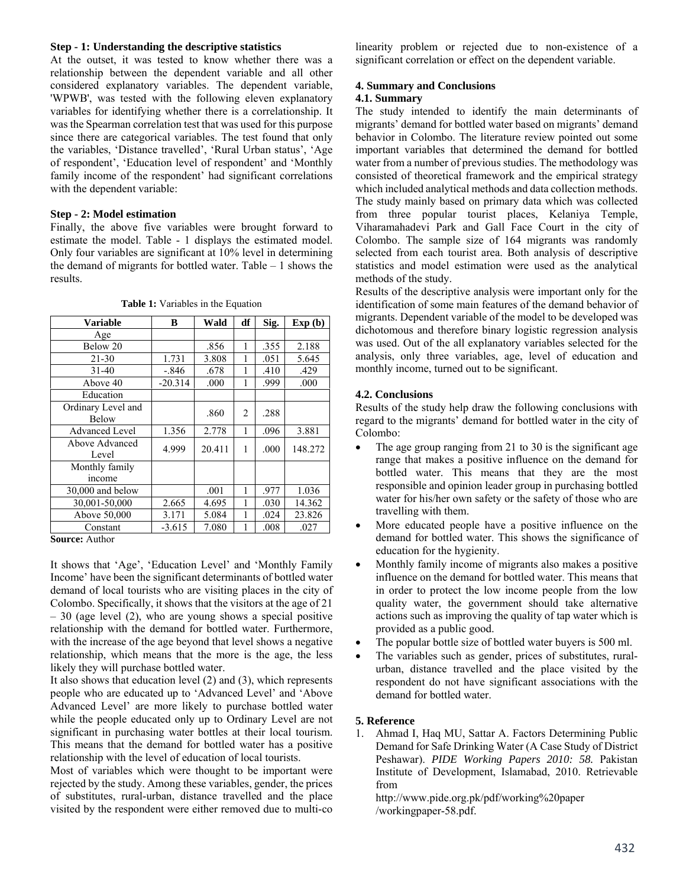#### Step - 1: Understanding the descriptive statistics

At the outset, it was tested to know whether there was a relationship between the dependent variable and all other considered explanatory variables. The dependent variable, 'WPWB', was tested with the following eleven explanatory variables for identifying whether there is a correlationship. It was the Spearman correlation test that was used for this purpose since there are categorical variables. The test found that only the variables, 'Distance travelled', 'Rural Urban status', 'Age of respondent', 'Education level of respondent' and 'Monthly family income of the respondent' had significant correlations with the dependent variable:

#### Step - 2: Model estimation

Finally, the above five variables were brought forward to estimate the model. Table - 1 displays the estimated model. Only four variables are significant at 10% level in determining the demand of migrants for bottled water. Table – 1 shows the results.

**Table 1:** Variables in the Equation

| Variable | B | Wald | df | Sig. | Exp (b) |
|---|---|---|---|---|---|
| Age | | | | | |
| Below 20 | | .856 | 1 | .355 | 2.188 |
| 21-30 | 1.731 | 3.808 | 1 | .051 | 5.645 |
| 31-40 | -.846 | .678 | 1 | .410 | .429 |
| Above 40 | -20.314 | .000 | 1 | .999 | .000 |
| Education | | | | | |
| Ordinary Level and Below | | .860 | 2 | .288 | |
| Advanced Level | 1.356 | 2.778 | 1 | .096 | 3.881 |
| Above Advanced Level | 4.999 | 20.411 | 1 | .000 | 148.272 |
| Monthly family income | | | | | |
| 30,000 and below | | .001 | 1 | .977 | 1.036 |
| 30,001-50,000 | 2.665 | 4.695 | 1 | .030 | 14.362 |
| Above 50,000 | 3.171 | 5.084 | 1 | .024 | 23.826 |
| Constant | -3.615 | 7.080 | 1 | .008 | .027 |

**Source:** Author

It shows that 'Age', 'Education Level' and 'Monthly Family Income' have been the significant determinants of bottled water demand of local tourists who are visiting places in the city of Colombo. Specifically, it shows that the visitors at the age of 21 – 30 (age level (2), who are young shows a special positive relationship with the demand for bottled water. Furthermore, with the increase of the age beyond that level shows a negative relationship, which means that the more is the age, the less likely they will purchase bottled water.

It also shows that education level (2) and (3), which represents people who are educated up to 'Advanced Level' and 'Above Advanced Level' are more likely to purchase bottled water while the people educated only up to Ordinary Level are not significant in purchasing water bottles at their local tourism. This means that the demand for bottled water has a positive relationship with the level of education of local tourists.

Most of variables which were thought to be important were rejected by the study. Among these variables, gender, the prices of substitutes, rural-urban, distance travelled and the place visited by the respondent were either removed due to multi-co linearity problem or rejected due to non-existence of a significant correlation or effect on the dependent variable.

## 4. Summary and Conclusions

### 4.1. Summary

The study intended to identify the main determinants of migrants' demand for bottled water based on migrants' demand behavior in Colombo. The literature review pointed out some important variables that determined the demand for bottled water from a number of previous studies. The methodology was consisted of theoretical framework and the empirical strategy which included analytical methods and data collection methods. The study mainly based on primary data which was collected from three popular tourist places, Kelaniya Temple, Viharamahadevi Park and Gall Face Court in the city of Colombo. The sample size of 164 migrants was randomly selected from each tourist area. Both analysis of descriptive statistics and model estimation were used as the analytical methods of the study.

Results of the descriptive analysis were important only for the identification of some main features of the demand behavior of migrants. Dependent variable of the model to be developed was dichotomous and therefore binary logistic regression analysis was used. Out of the all explanatory variables selected for the analysis, only three variables, age, level of education and monthly income, turned out to be significant.

### 4.2. Conclusions

Results of the study help draw the following conclusions with regard to the migrants' demand for bottled water in the city of Colombo:

- The age group ranging from 21 to 30 is the significant age range that makes a positive influence on the demand for bottled water. This means that they are the most responsible and opinion leader group in purchasing bottled water for his/her own safety or the safety of those who are travelling with them.
- More educated people have a positive influence on the demand for bottled water. This shows the significance of education for the hygienity.
- Monthly family income of migrants also makes a positive influence on the demand for bottled water. This means that in order to protect the low income people from the low quality water, the government should take alternative actions such as improving the quality of tap water which is provided as a public good.
- The popular bottle size of bottled water buyers is 500 ml.
- The variables such as gender, prices of substitutes, rural-urban, distance travelled and the place visited by the respondent do not have significant associations with the demand for bottled water.

## 5. Reference

1. Ahmad I, Haq MU, Sattar A. Factors Determining Public Demand for Safe Drinking Water (A Case Study of District Peshawar). *PIDE Working Papers 2010: 58.* Pakistan Institute of Development, Islamabad, 2010. Retrievable from http://www.pide.org.pk/pdf/working%20paper /workingpaper-58.pdf.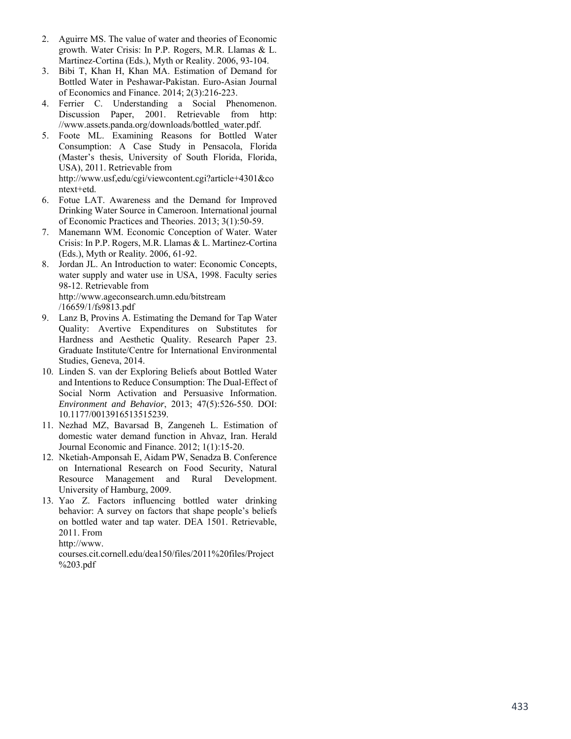2. Aguirre MS. The value of water and theories of Economic growth. Water Crisis: In P.P. Rogers, M.R. Llamas & L. Martinez-Cortina (Eds.), Myth or Reality. 2006, 93-104.
3. Bibi T, Khan H, Khan MA. Estimation of Demand for Bottled Water in Peshawar-Pakistan. Euro-Asian Journal of Economics and Finance. 2014; 2(3):216-223.
4. Ferrier C. Understanding a Social Phenomenon. Discussion Paper, 2001. Retrievable from http: //www.assets.panda.org/downloads/bottled_water.pdf.
5. Foote ML. Examining Reasons for Bottled Water Consumption: A Case Study in Pensacola, Florida (Master's thesis, University of South Florida, Florida, USA), 2011. Retrievable from http://www.usf,edu/cgi/viewcontent.cgi?article+4301&context+etd.
6. Fotue LAT. Awareness and the Demand for Improved Drinking Water Source in Cameroon. International journal of Economic Practices and Theories. 2013; 3(1):50-59.
7. Manemann WM. Economic Conception of Water. Water Crisis: In P.P. Rogers, M.R. Llamas & L. Martinez-Cortina (Eds.), Myth or Reality. 2006, 61-92.
8. Jordan JL. An Introduction to water: Economic Concepts, water supply and water use in USA, 1998. Faculty series 98-12. Retrievable from http://www.ageconsearch.umn.edu/bitstream /16659/1/fs9813.pdf
9. Lanz B, Provins A. Estimating the Demand for Tap Water Quality: Avertive Expenditures on Substitutes for Hardness and Aesthetic Quality. Research Paper 23. Graduate Institute/Centre for International Environmental Studies, Geneva, 2014.
10. Linden S. van der Exploring Beliefs about Bottled Water and Intentions to Reduce Consumption: The Dual-Effect of Social Norm Activation and Persuasive Information. *Environment and Behavior*, 2013; 47(5):526-550. DOI: 10.1177/0013916513515239.
11. Nezhad MZ, Bavarsad B, Zangeneh L. Estimation of domestic water demand function in Ahvaz, Iran. Herald Journal Economic and Finance. 2012; 1(1):15-20.
12. Nketiah-Amponsah E, Aidam PW, Senadza B. Conference on International Research on Food Security, Natural Resource Management and Rural Development. University of Hamburg, 2009.
13. Yao Z. Factors influencing bottled water drinking behavior: A survey on factors that shape people's beliefs on bottled water and tap water. DEA 1501. Retrievable, 2011. From http://www. courses.cit.cornell.edu/dea150/files/2011%20files/Project%203.pdf